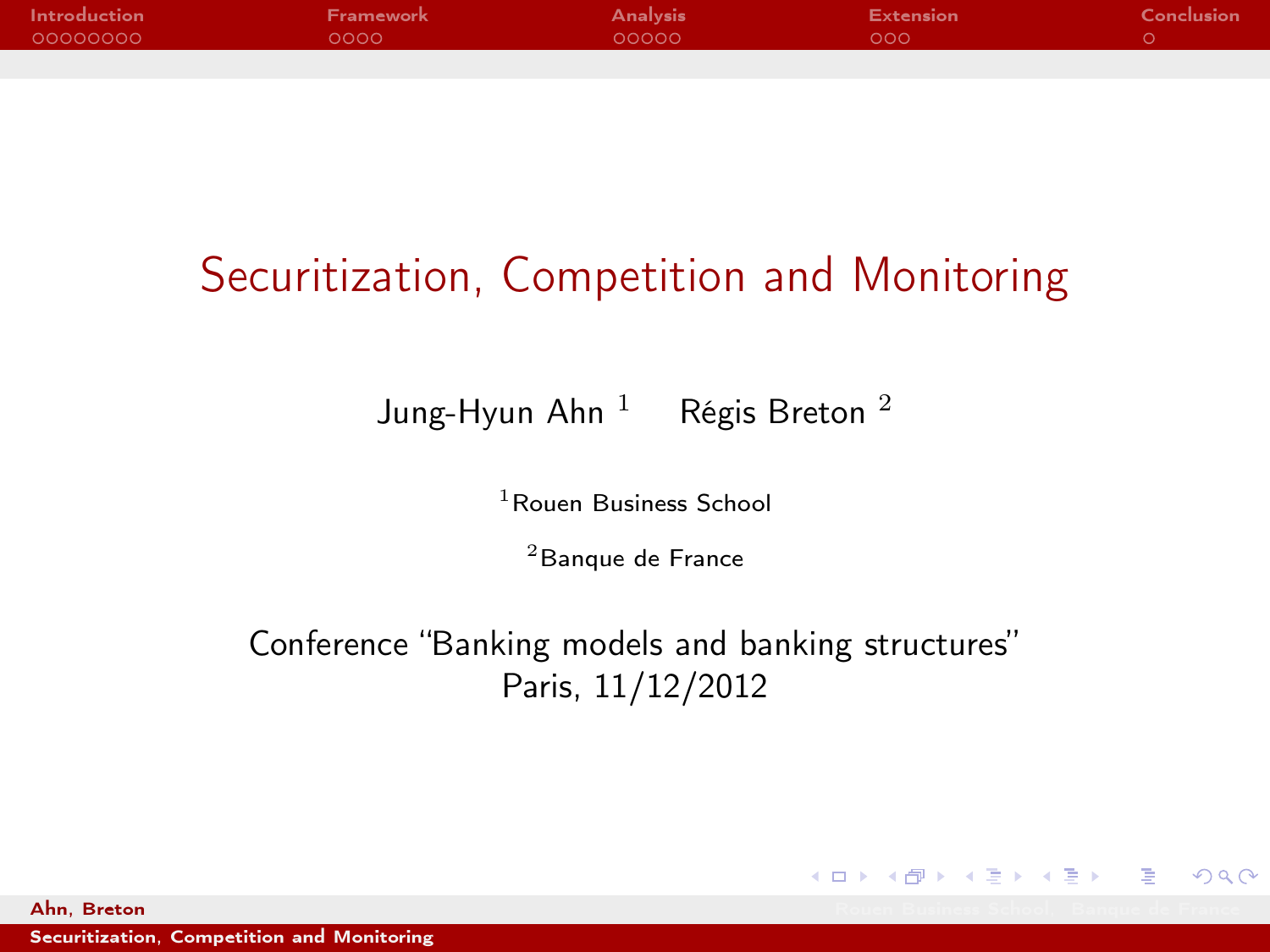# Securitization, Competition and Monitoring

Jung-Hyun Ahn [1] Régis Breton [2]

[1] Rouen Business School

[2] Banque de France

Conference "Banking models and banking structures"
Paris, 11/12/2012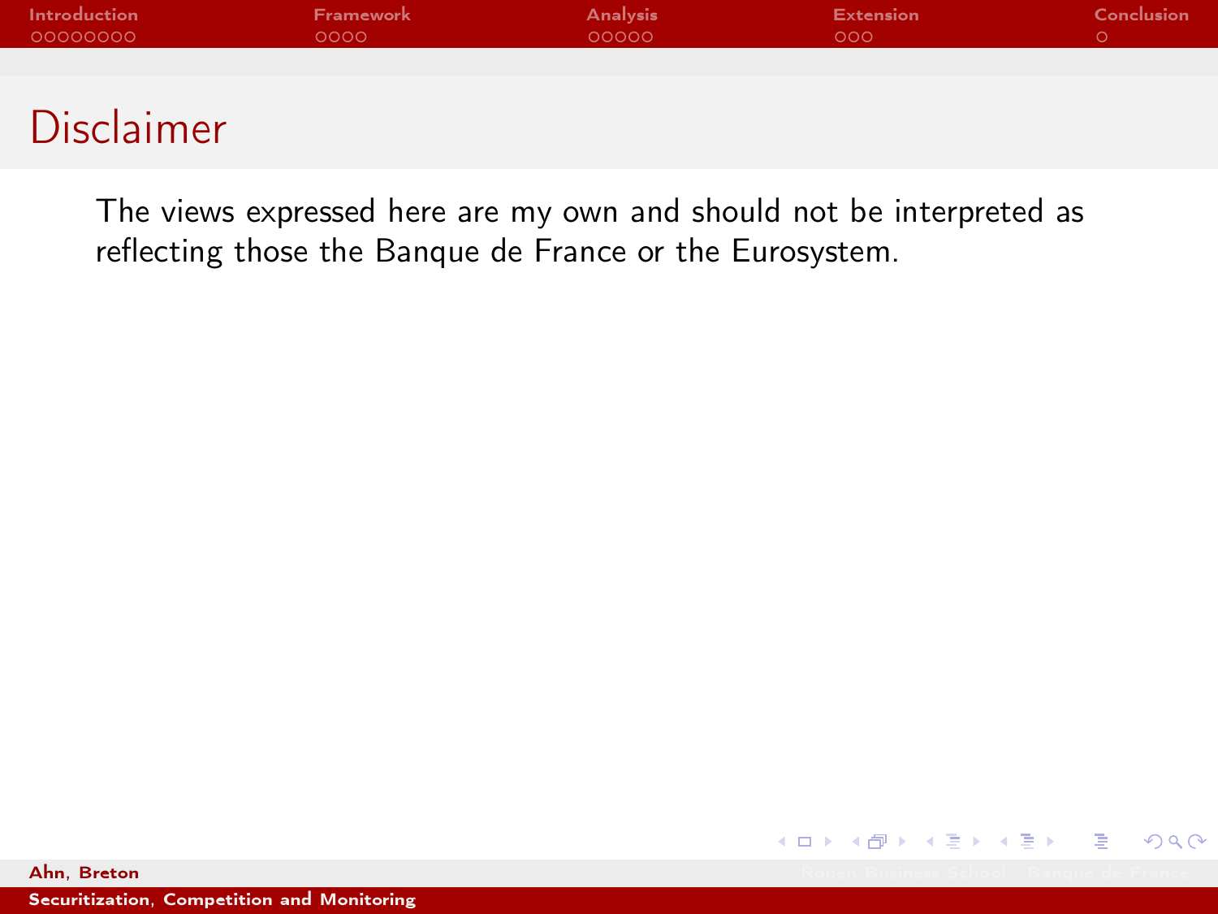# Disclaimer

The views expressed here are my own and should not be interpreted as reflecting those the Banque de France or the Eurosystem.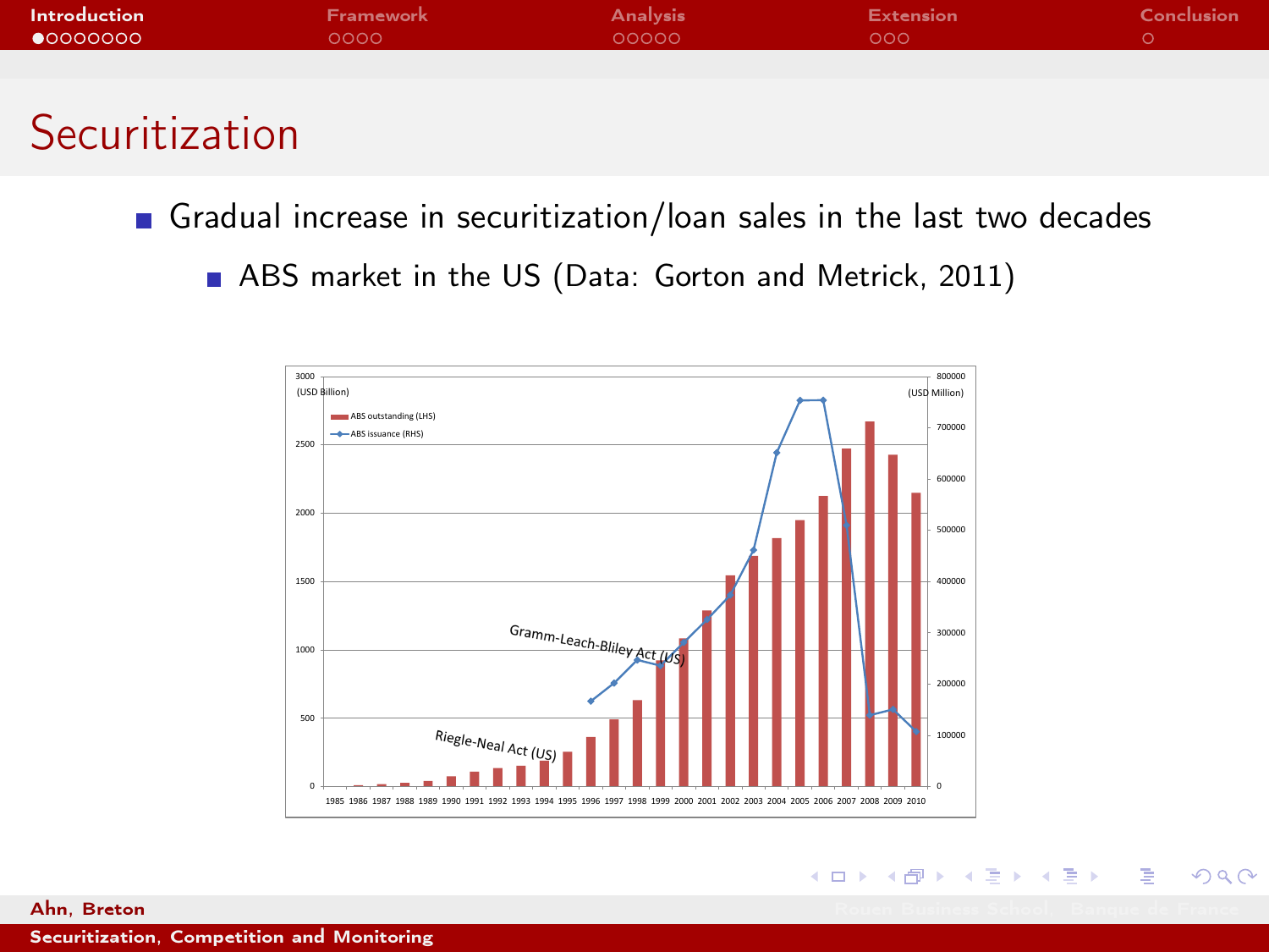# Securitization

- Gradual increase in securitization/loan sales in the last two decades
  - ABS market in the US (Data: Gorton and Metrick, 2011)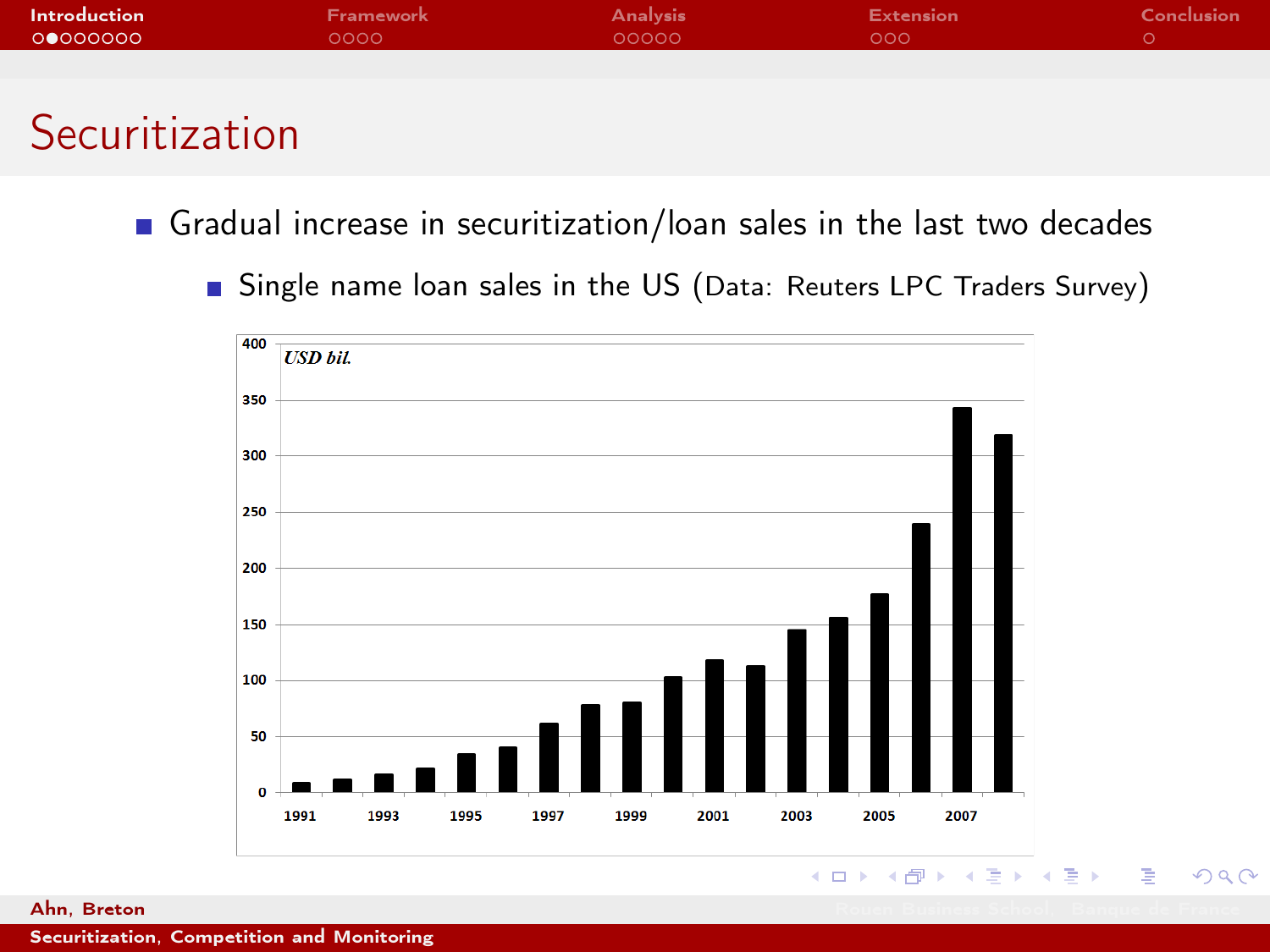# Securitization

- Gradual increase in securitization/loan sales in the last two decades
  - Single name loan sales in the US (Data: Reuters LPC Traders Survey)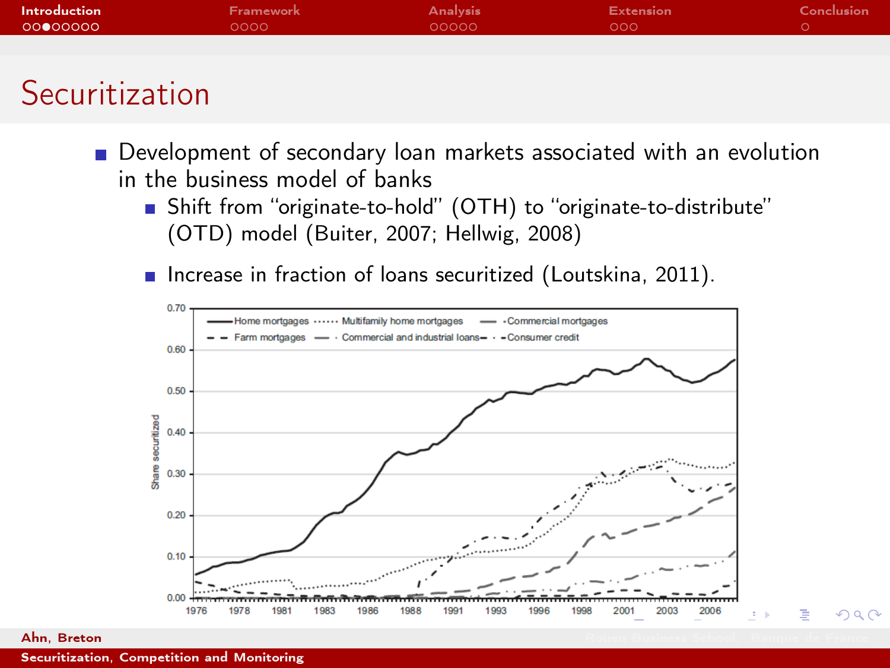# Securitization

- Development of secondary loan markets associated with an evolution in the business model of banks
  - Shift from "originate-to-hold" (OTH) to "originate-to-distribute" (OTD) model (Buiter, 2007; Hellwig, 2008)
  - Increase in fraction of loans securitized (Loutskina, 2011).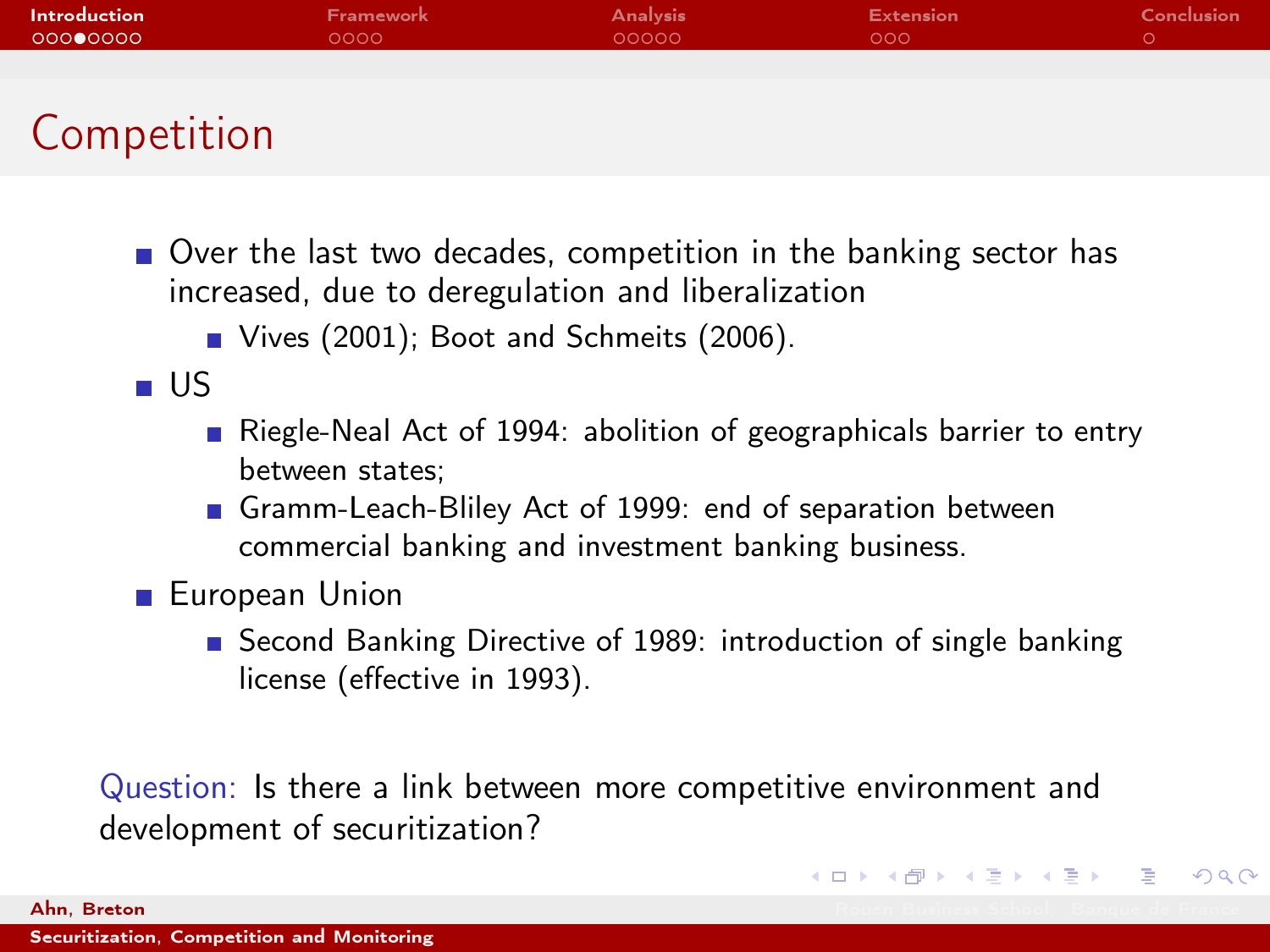# Competition

- Over the last two decades, competition in the banking sector has increased, due to deregulation and liberalization
  - Vives (2001); Boot and Schmeits (2006).
- US
  - Riegle-Neal Act of 1994: abolition of geographicals barrier to entry between states;
  - Gramm-Leach-Bliley Act of 1999: end of separation between commercial banking and investment banking business.
- European Union
  - Second Banking Directive of 1989: introduction of single banking license (effective in 1993).

Question: Is there a link between more competitive environment and development of securitization?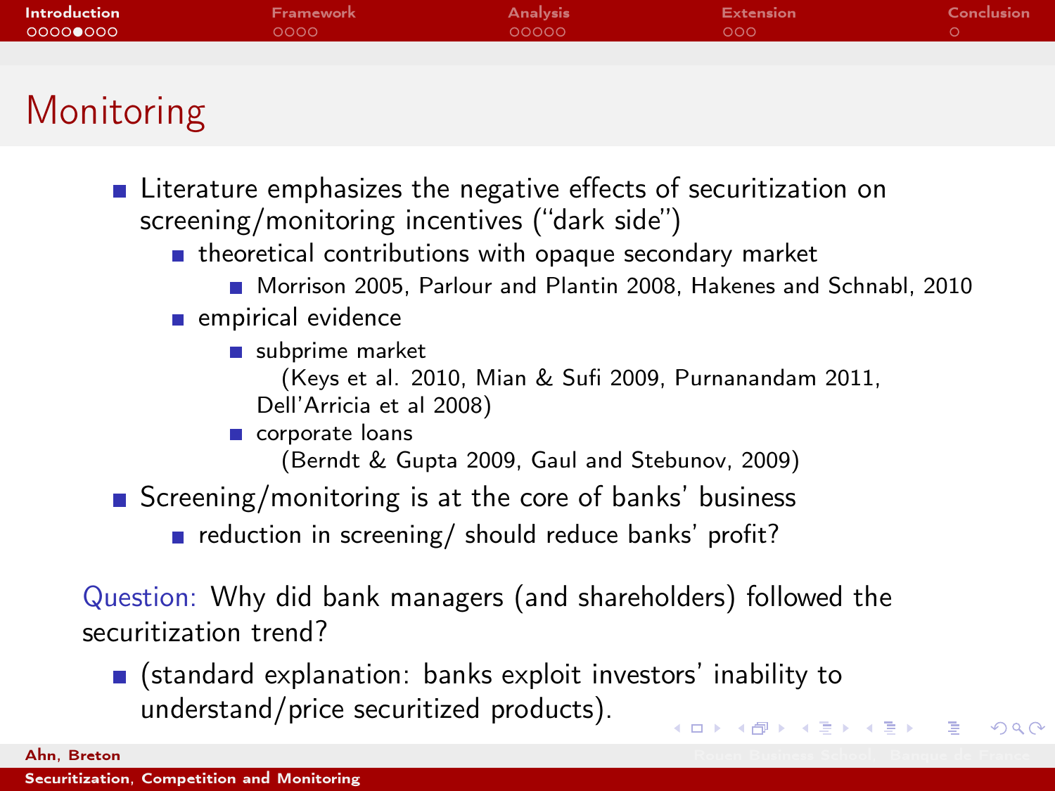# Monitoring

- Literature emphasizes the negative effects of securitization on screening/monitoring incentives ("dark side")
  - theoretical contributions with opaque secondary market
    - Morrison 2005, Parlour and Plantin 2008, Hakenes and Schnabl, 2010
  - empirical evidence
    - subprime market
      (Keys et al. 2010, Mian & Sufi 2009, Purnanandam 2011, Dell'Arricia et al 2008)
    - corporate loans
      (Berndt & Gupta 2009, Gaul and Stebunov, 2009)
- Screening/monitoring is at the core of banks' business
  - reduction in screening/ should reduce banks' profit?

Question: Why did bank managers (and shareholders) followed the securitization trend?

- (standard explanation: banks exploit investors' inability to understand/price securitized products).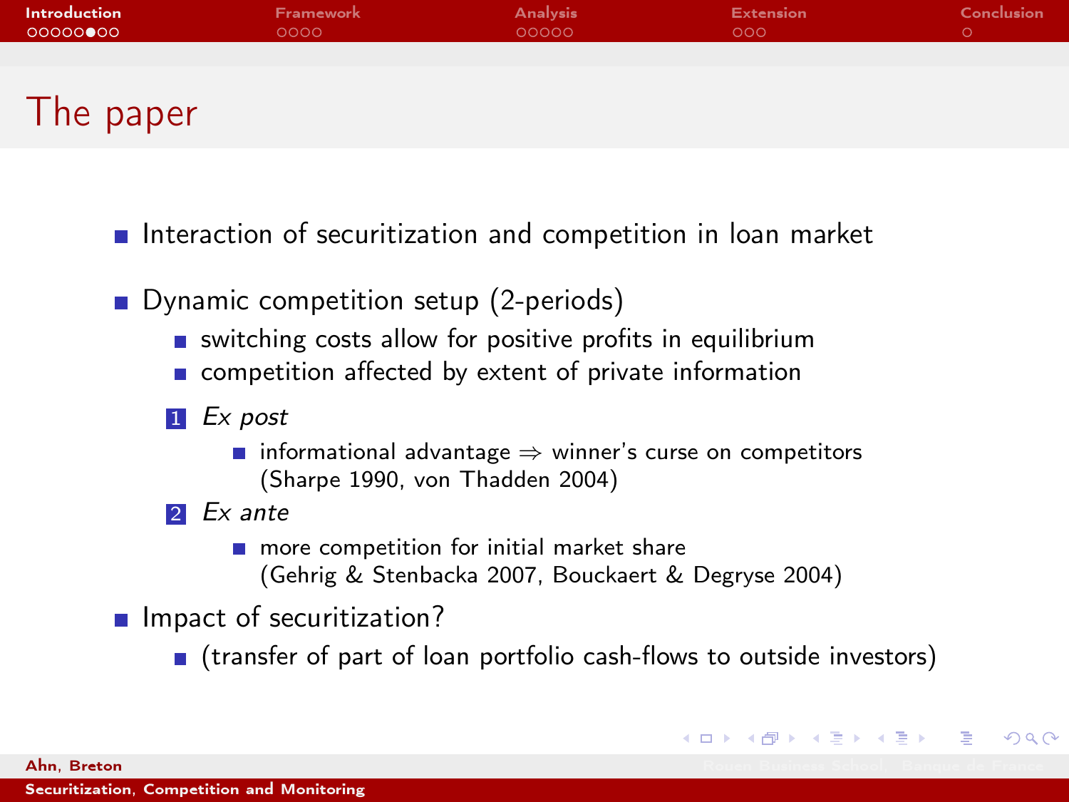## The paper

- Interaction of securitization and competition in loan market
- Dynamic competition setup (2-periods)
  - switching costs allow for positive profits in equilibrium
  - competition affected by extent of private information

  1. *Ex post*
     - informational advantage $\Rightarrow$ winner's curse on competitors (Sharpe 1990, von Thadden 2004)
  2. *Ex ante*
     - more competition for initial market share (Gehrig & Stenbacka 2007, Bouckaert & Degryse 2004)
- Impact of securitization?
  - (transfer of part of loan portfolio cash-flows to outside investors)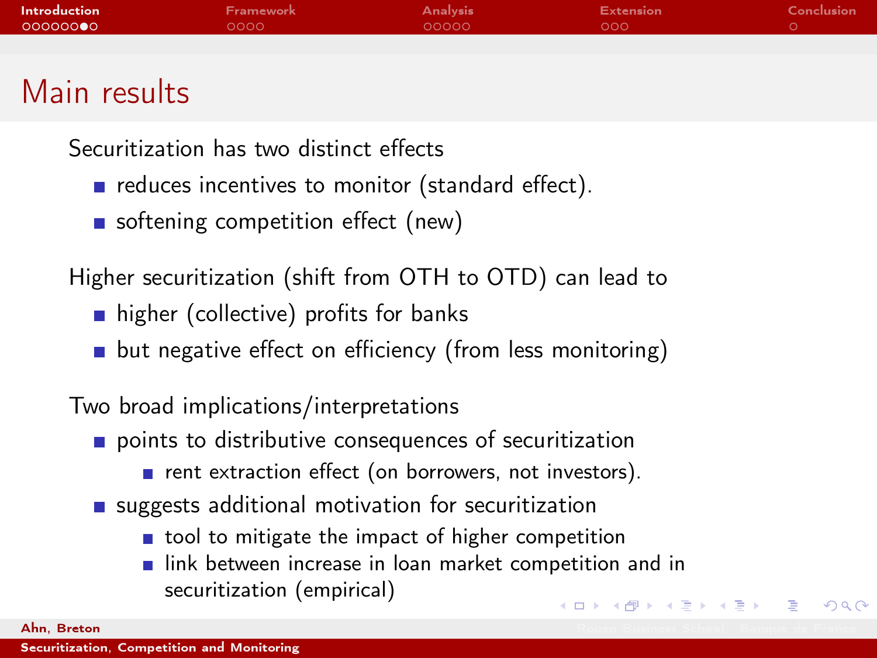# Main results

Securitization has two distinct effects

- reduces incentives to monitor (standard effect).
- softening competition effect (new)

Higher securitization (shift from OTH to OTD) can lead to

- higher (collective) profits for banks
- but negative effect on efficiency (from less monitoring)

Two broad implications/interpretations

- points to distributive consequences of securitization
  - rent extraction effect (on borrowers, not investors).
- suggests additional motivation for securitization
  - tool to mitigate the impact of higher competition
  - link between increase in loan market competition and in securitization (empirical)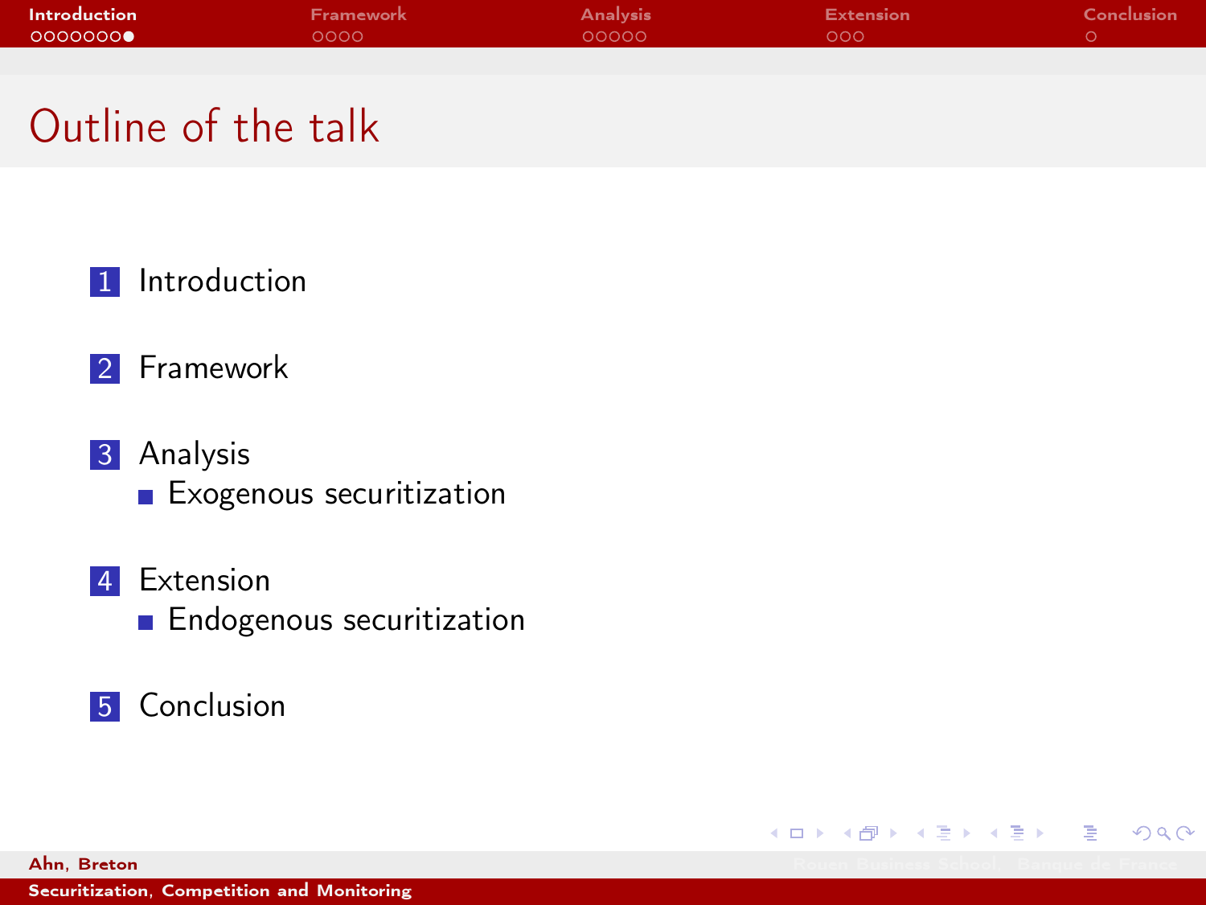# Outline of the talk

1. Introduction
2. Framework
3. Analysis
   - Exogenous securitization
4. Extension
   - Endogenous securitization
5. Conclusion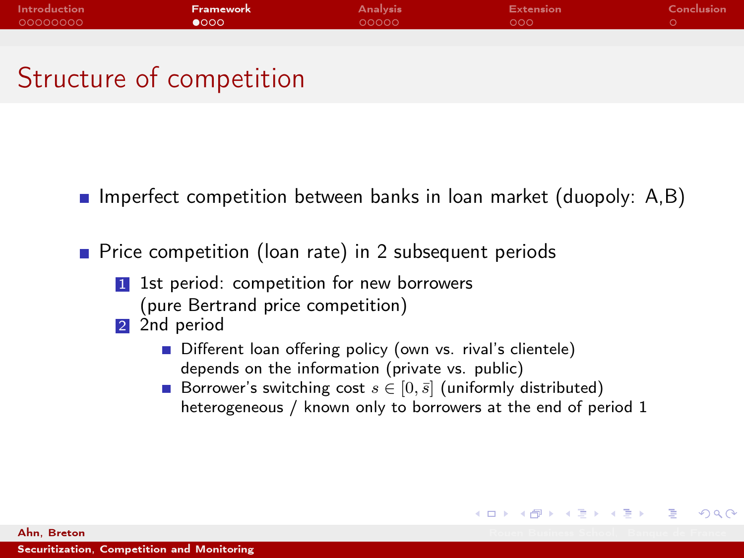# Structure of competition

- Imperfect competition between banks in loan market (duopoly: A,B)
- Price competition (loan rate) in 2 subsequent periods
  1. 1st period: competition for new borrowers
     (pure Bertrand price competition)
  2. 2nd period
     - Different loan offering policy (own vs. rival's clientele)
       depends on the information (private vs. public)
     - Borrower's switching cost $s \in [0, \bar{s}]$ (uniformly distributed)
       heterogeneous / known only to borrowers at the end of period 1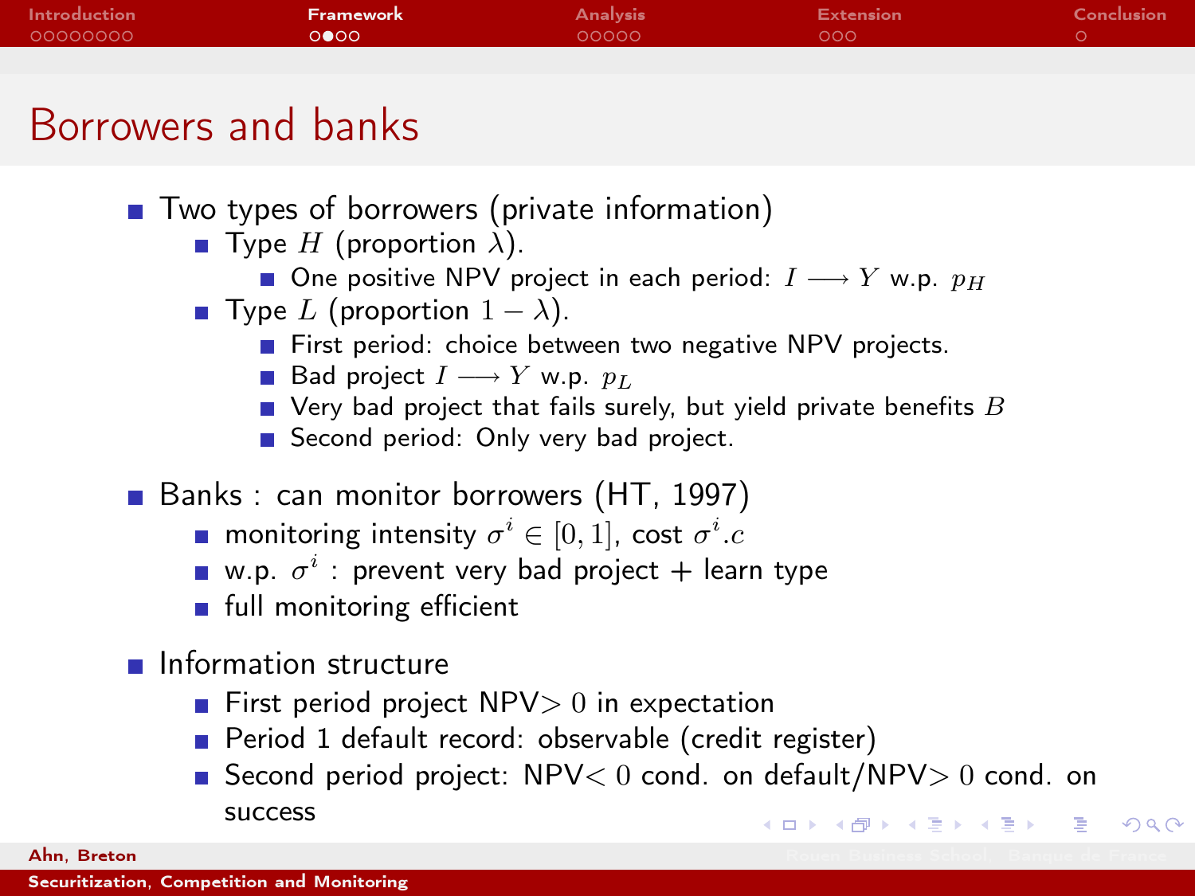# Borrowers and banks

- Two types of borrowers (private information)
  - Type $H$ (proportion $\lambda$).
    - One positive NPV project in each period: $I \longrightarrow Y$ w.p. $p_H$
  - Type $L$ (proportion $1-\lambda$).
    - First period: choice between two negative NPV projects.
    - Bad project $I \longrightarrow Y$ w.p. $p_L$
    - Very bad project that fails surely, but yield private benefits $B$
    - Second period: Only very bad project.
- Banks : can monitor borrowers (HT, 1997)
  - monitoring intensity $\sigma^i \in [0,1]$, cost $\sigma^i.c$
  - w.p. $\sigma^i$ : prevent very bad project + learn type
  - full monitoring efficient
- Information structure
  - First period project NPV$>0$ in expectation
  - Period 1 default record: observable (credit register)
  - Second period project: NPV$<0$ cond. on default/NPV$>0$ cond. on success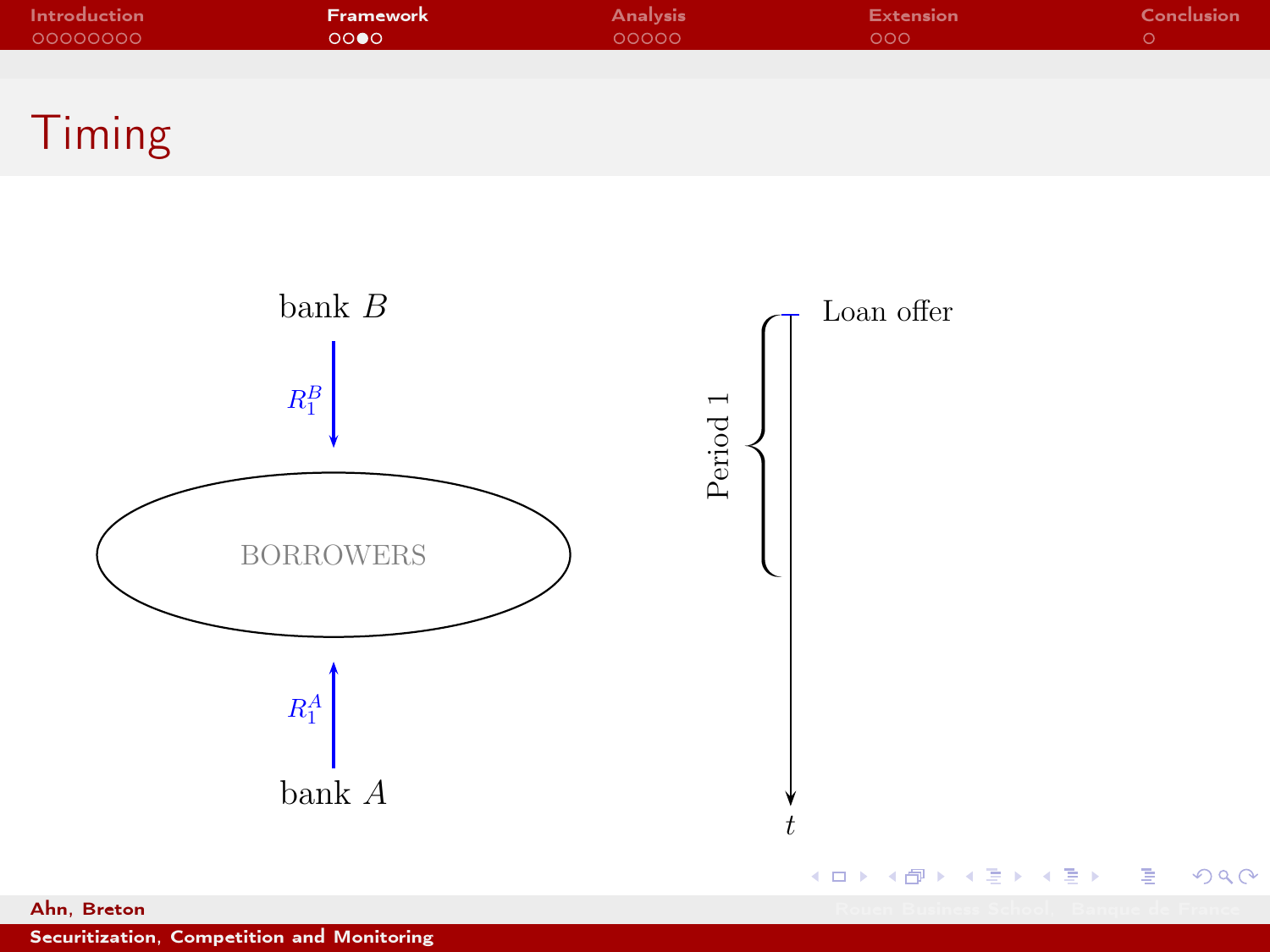# Timing

bank $B$

$R_1^B$

BORROWERS

$R_1^A$

bank $A$

Period 1

Loan offer

$t$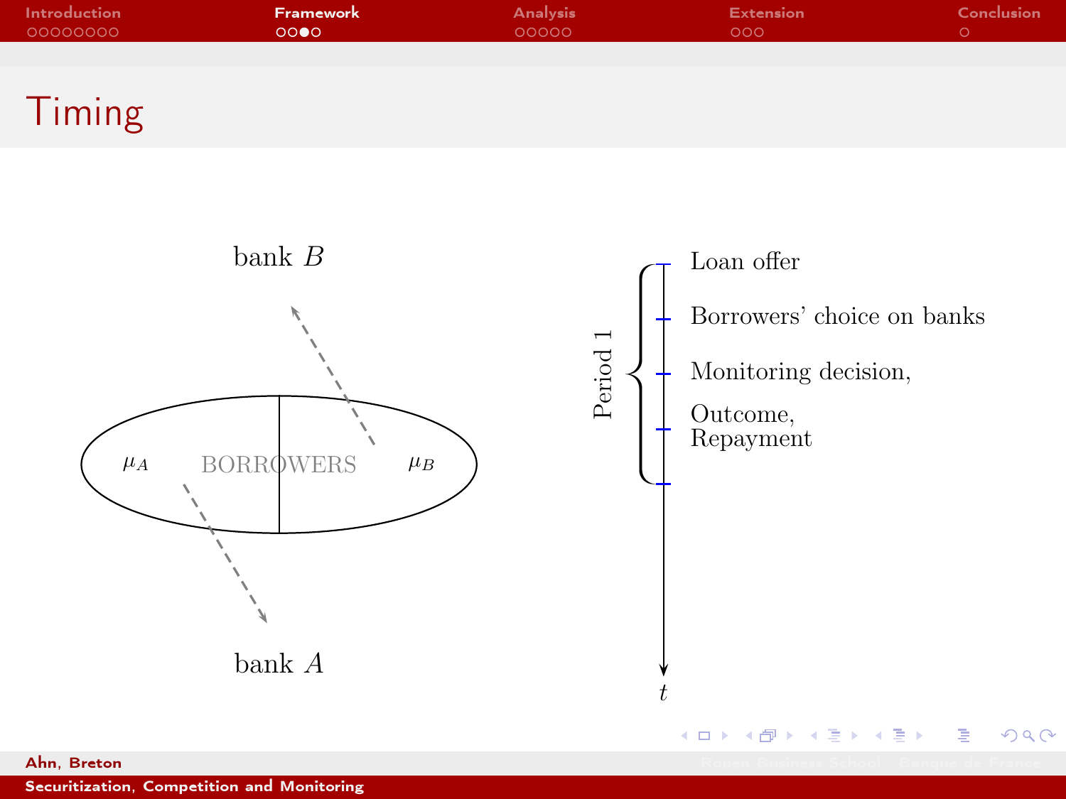# Timing

bank $B$

$\mu_A$ BORROWERS $\mu_B$

bank $A$

Period 1

- Loan offer
- Borrowers' choice on banks
- Monitoring decision,
- Outcome, Repayment

$t$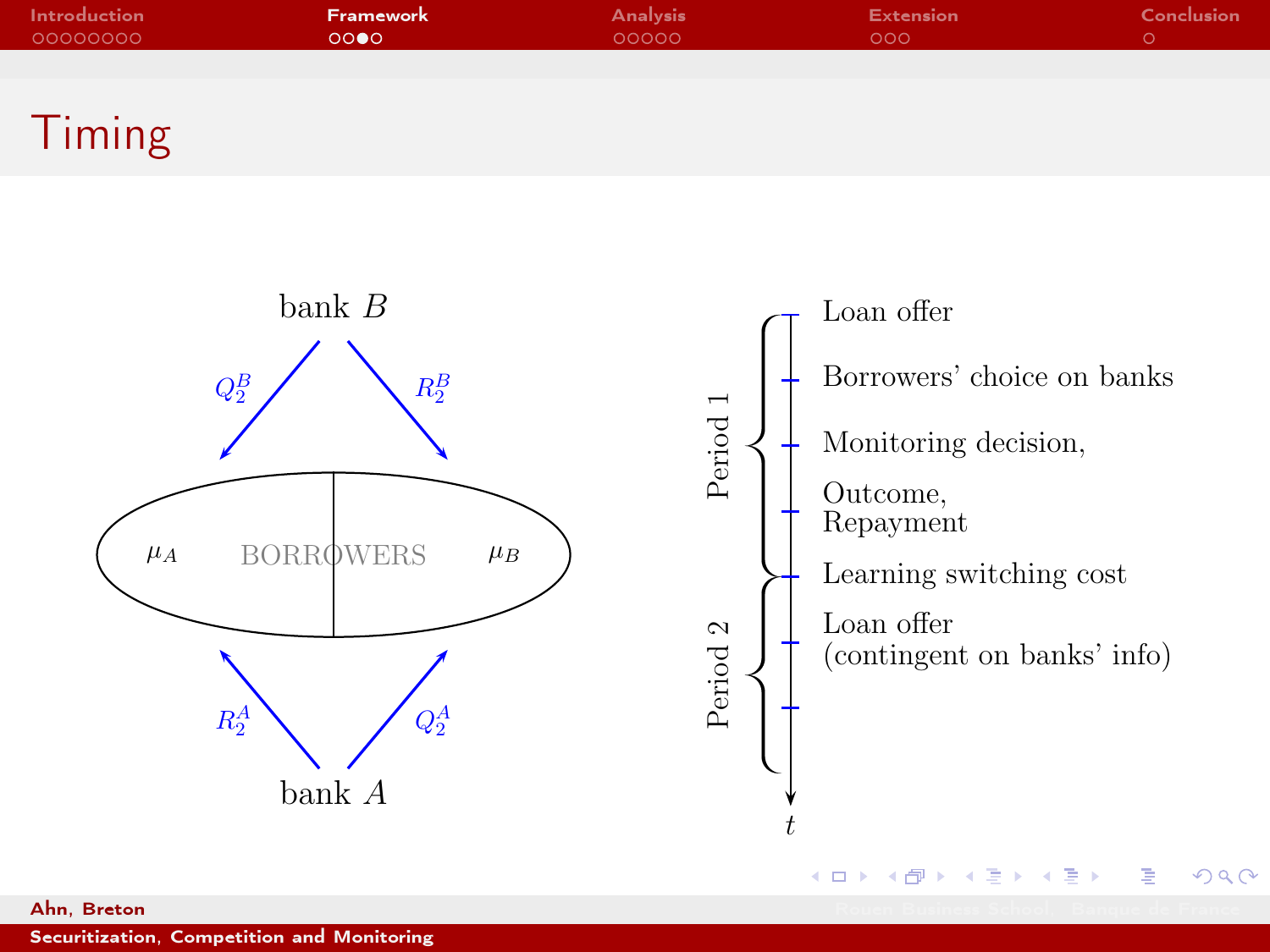# Timing

bank $B$

$Q_2^B$ $R_2^B$

$\mu_A$ BORROWERS $\mu_B$

$R_2^A$ $Q_2^A$

bank $A$

**Period 1**

- Loan offer
- Borrowers' choice on banks
- Monitoring decision,
- Outcome, Repayment
- Learning switching cost

**Period 2**

- Loan offer (contingent on banks' info)

$t$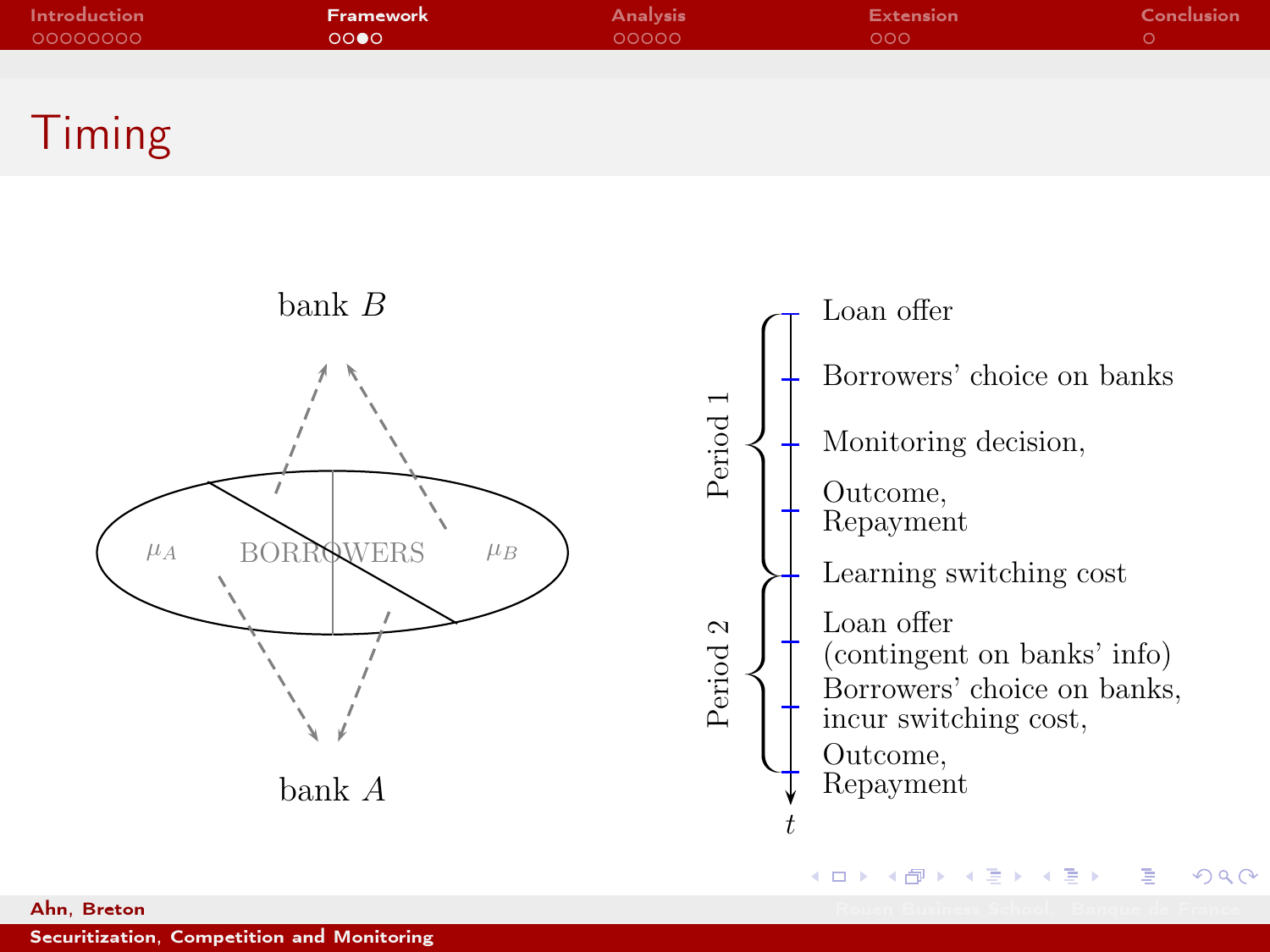# Timing

bank $B$

$\mu_A$ BORROWERS $\mu_B$

bank $A$

**Period 1**

- Loan offer
- Borrowers' choice on banks
- Monitoring decision,
- Outcome, Repayment
- Learning switching cost

**Period 2**

- Loan offer (contingent on banks' info)
- Borrowers' choice on banks, incur switching cost,
- Outcome, Repayment

$t$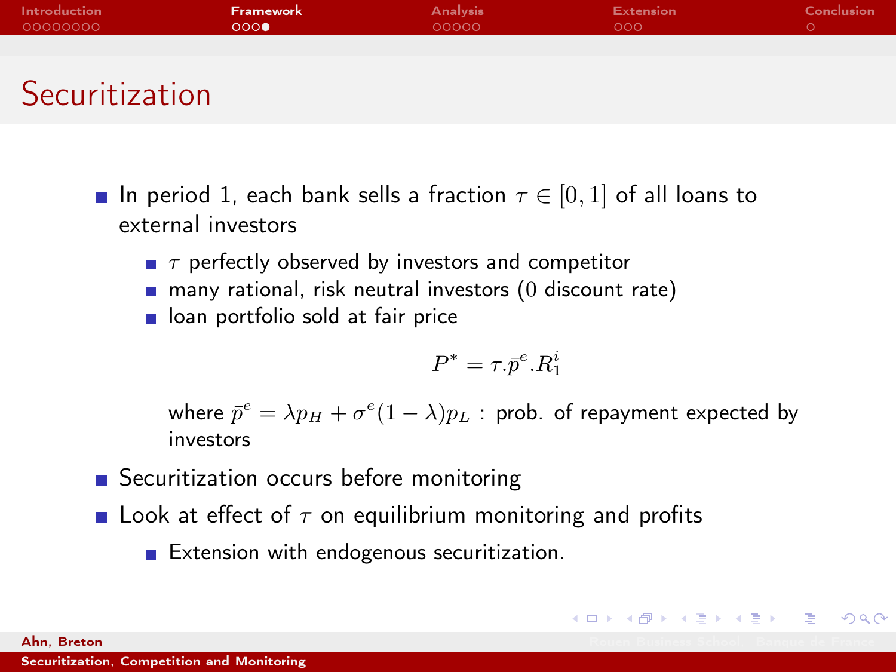# Securitization

- In period 1, each bank sells a fraction $\tau \in [0, 1]$ of all loans to external investors
  - $\tau$ perfectly observed by investors and competitor
  - many rational, risk neutral investors ($0$ discount rate)
  - loan portfolio sold at fair price

$$P^* = \tau.\bar{p}^e.R_1^i$$

  where $\bar{p}^e = \lambda p_H + \sigma^e(1-\lambda)p_L$ : prob. of repayment expected by investors

- Securitization occurs before monitoring
- Look at effect of $\tau$ on equilibrium monitoring and profits
  - Extension with endogenous securitization.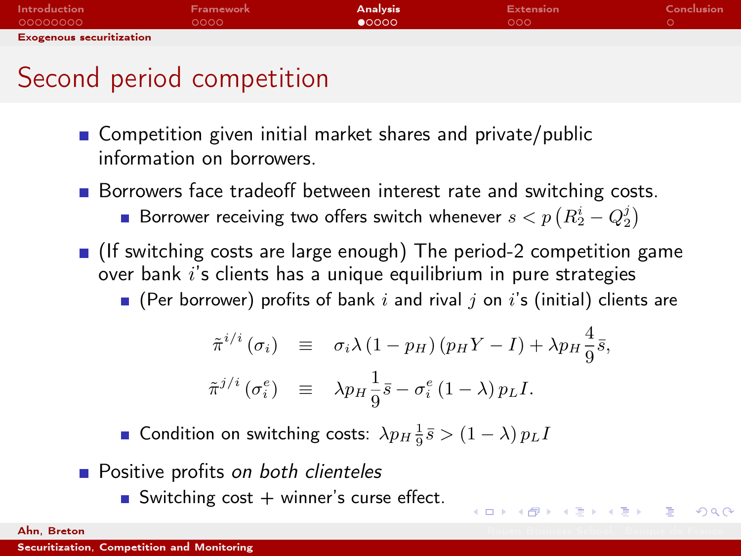## Second period competition

- Competition given initial market shares and private/public information on borrowers.
- Borrowers face tradeoff between interest rate and switching costs.
  - Borrower receiving two offers switch whenever $s < p\left(R_2^i - Q_2^j\right)$
- (If switching costs are large enough) The period-2 competition game over bank $i$'s clients has a unique equilibrium in pure strategies
  - (Per borrower) profits of bank $i$ and rival $j$ on $i$'s (initial) clients are

$$
\begin{aligned}
\tilde{\pi}^{i/i}(\sigma_i) &\equiv \sigma_i \lambda (1 - p_H)(p_H Y - I) + \lambda p_H \frac{4}{9}\bar{s}, \\
\tilde{\pi}^{j/i}(\sigma_i^e) &\equiv \lambda p_H \frac{1}{9}\bar{s} - \sigma_i^e (1 - \lambda) p_L I.
\end{aligned}
$$

  - Condition on switching costs: $\lambda p_H \frac{1}{9}\bar{s} > (1 - \lambda) p_L I$
- Positive profits *on both clienteles*
  - Switching cost + winner's curse effect.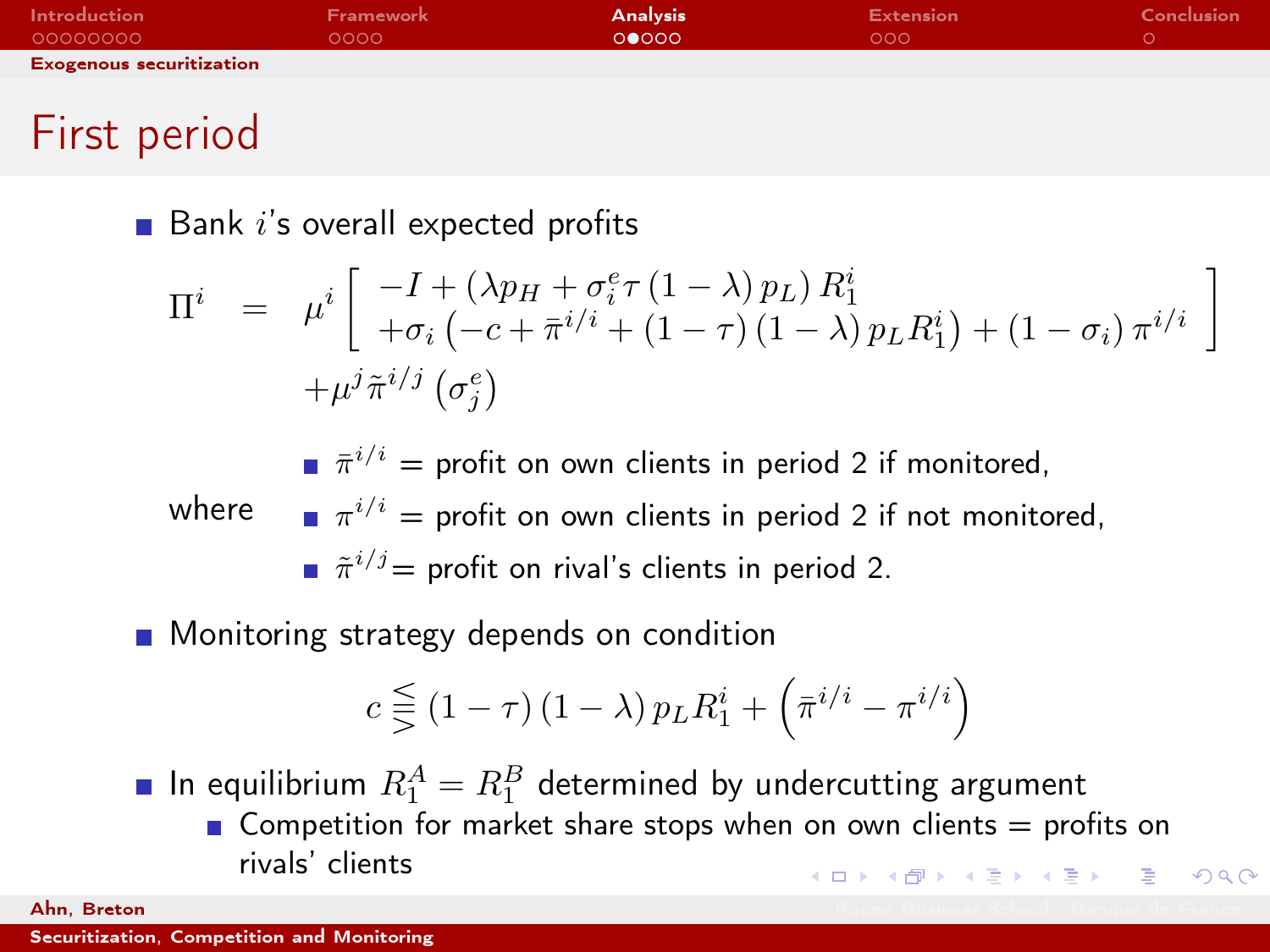# First period

- Bank $i$'s overall expected profits

$$
\begin{aligned}
\Pi^i \quad = \quad & \mu^i \left[ \begin{array}{l} -I + \left(\lambda p_H + \sigma_i^e \tau \left(1-\lambda\right) p_L\right) R_1^i \\ +\sigma_i \left(-c + \bar{\pi}^{i/i} + \left(1-\tau\right)\left(1-\lambda\right) p_L R_1^i\right) + \left(1-\sigma_i\right) \pi^{i/i} \end{array} \right] \\
& + \mu^j \tilde{\pi}^{i/j} \left(\sigma_j^e\right)
\end{aligned}
$$

where

- $\bar{\pi}^{i/i}$ = profit on own clients in period 2 if monitored,
- $\pi^{i/i}$ = profit on own clients in period 2 if not monitored,
- $\tilde{\pi}^{i/j}$ = profit on rival's clients in period 2.

- Monitoring strategy depends on condition

$$
c \lesseqqgtr \left(1-\tau\right)\left(1-\lambda\right) p_L R_1^i + \left(\bar{\pi}^{i/i} - \pi^{i/i}\right)
$$

- In equilibrium $R_1^A = R_1^B$ determined by undercutting argument
  - Competition for market share stops when on own clients = profits on rivals' clients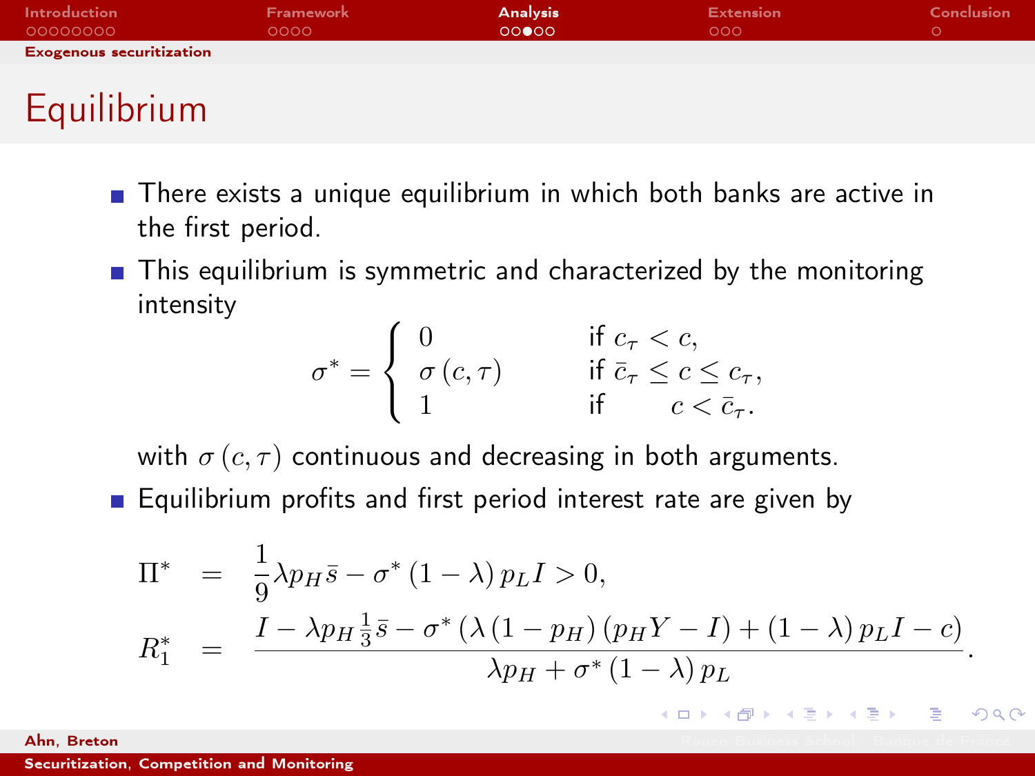## Equilibrium

- There exists a unique equilibrium in which both banks are active in the first period.
- This equilibrium is symmetric and characterized by the monitoring intensity

$$\sigma^* = \begin{cases} 0 & \text{if } c_\tau < c, \\ \sigma(c,\tau) & \text{if } \bar{c}_\tau \leq c \leq c_\tau, \\ 1 & \text{if } \quad c < \bar{c}_\tau. \end{cases}$$

  with $\sigma(c,\tau)$ continuous and decreasing in both arguments.
- Equilibrium profits and first period interest rate are given by

$$\Pi^* = \frac{1}{9}\lambda p_H \bar{s} - \sigma^*(1-\lambda)p_L I > 0,$$

$$R_1^* = \frac{I - \lambda p_H \frac{1}{3}\bar{s} - \sigma^*\left(\lambda(1-p_H)(p_H Y - I) + (1-\lambda)p_L I - c\right)}{\lambda p_H + \sigma^*(1-\lambda)p_L}.$$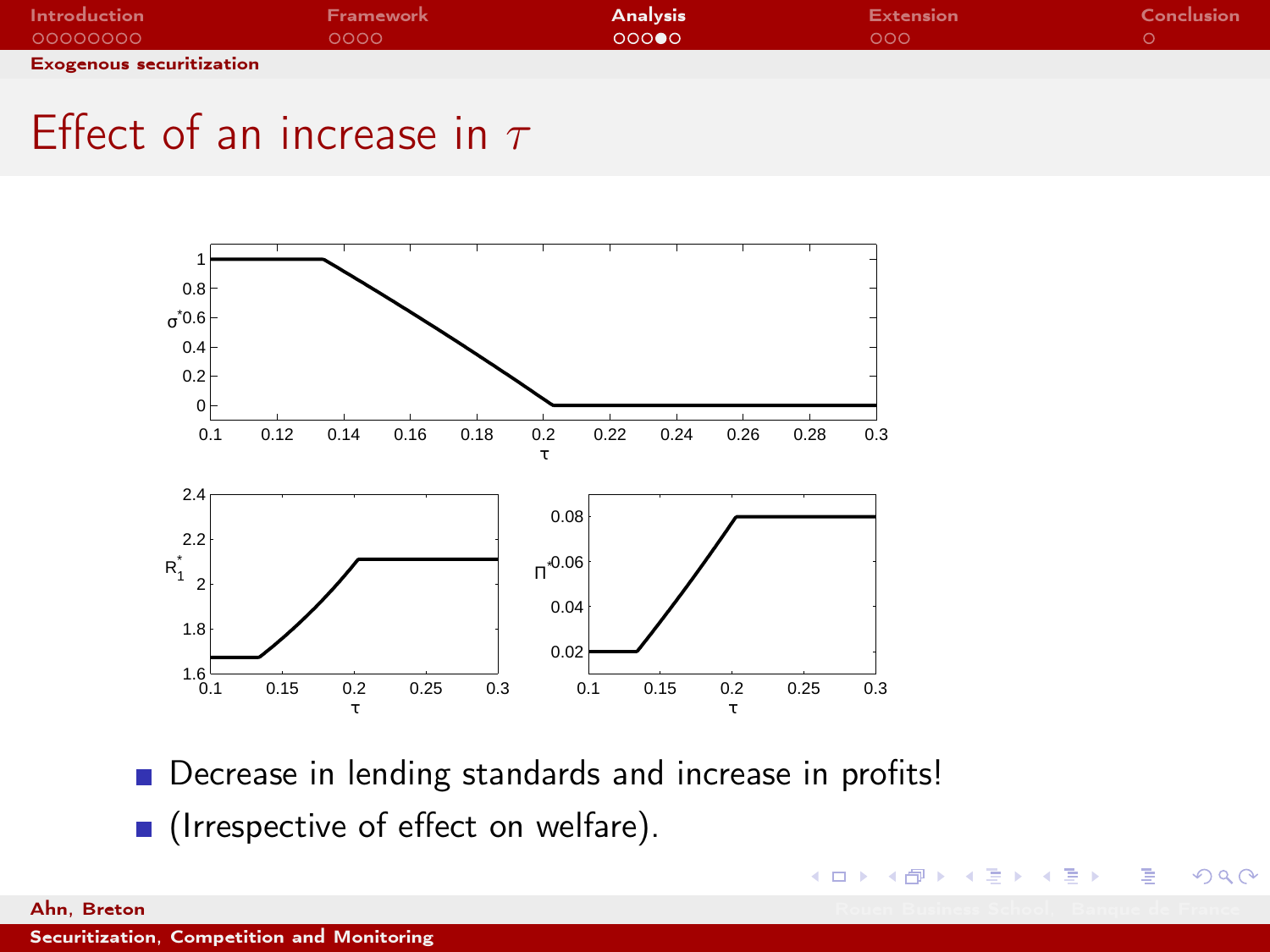# Effect of an increase in $\tau$

- Decrease in lending standards and increase in profits!
- (Irrespective of effect on welfare).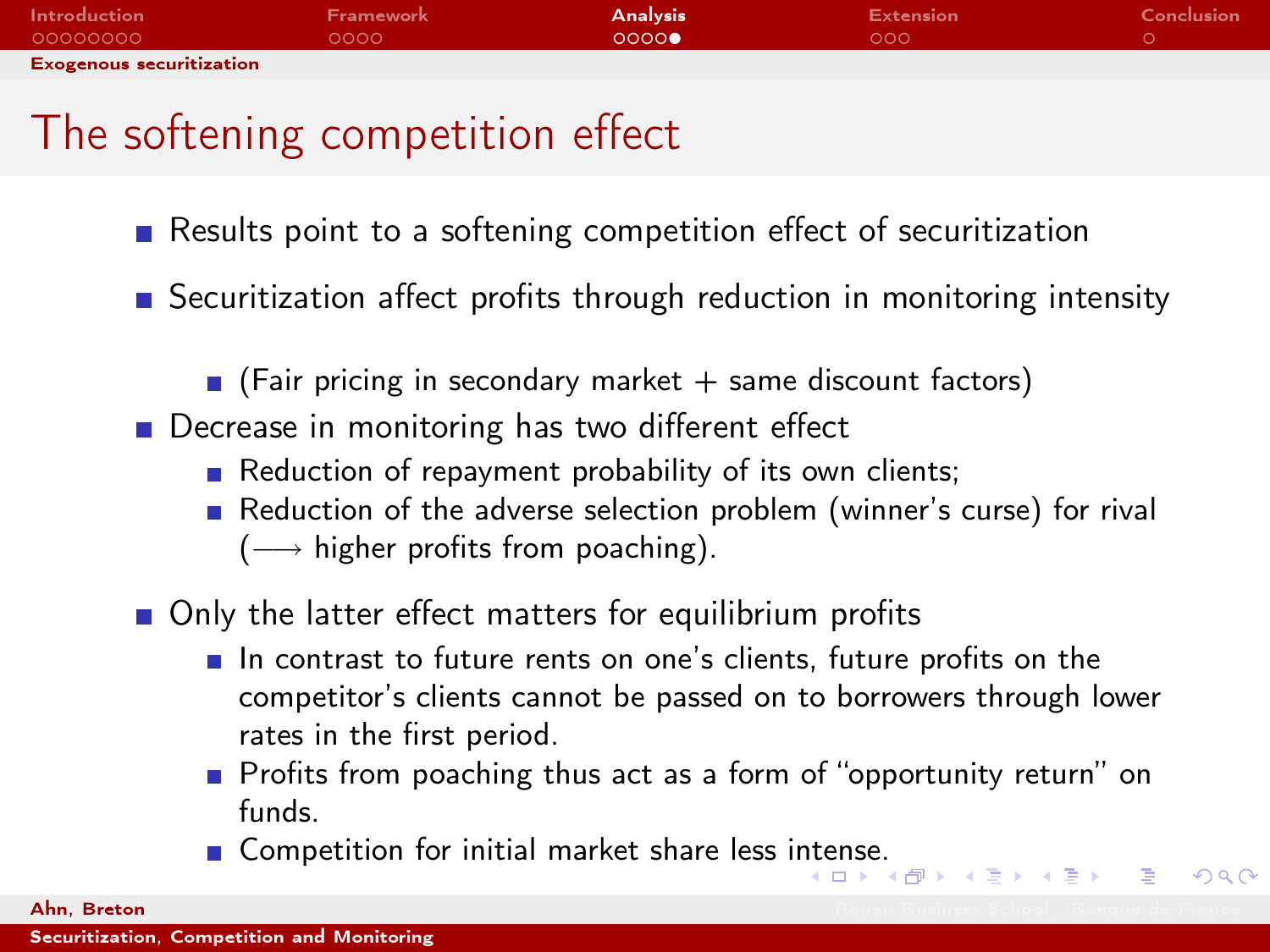# The softening competition effect

- Results point to a softening competition effect of securitization
- Securitization affect profits through reduction in monitoring intensity
  - (Fair pricing in secondary market + same discount factors)
- Decrease in monitoring has two different effect
  - Reduction of repayment probability of its own clients;
  - Reduction of the adverse selection problem (winner's curse) for rival ($\longrightarrow$ higher profits from poaching).
- Only the latter effect matters for equilibrium profits
  - In contrast to future rents on one's clients, future profits on the competitor's clients cannot be passed on to borrowers through lower rates in the first period.
  - Profits from poaching thus act as a form of "opportunity return" on funds.
  - Competition for initial market share less intense.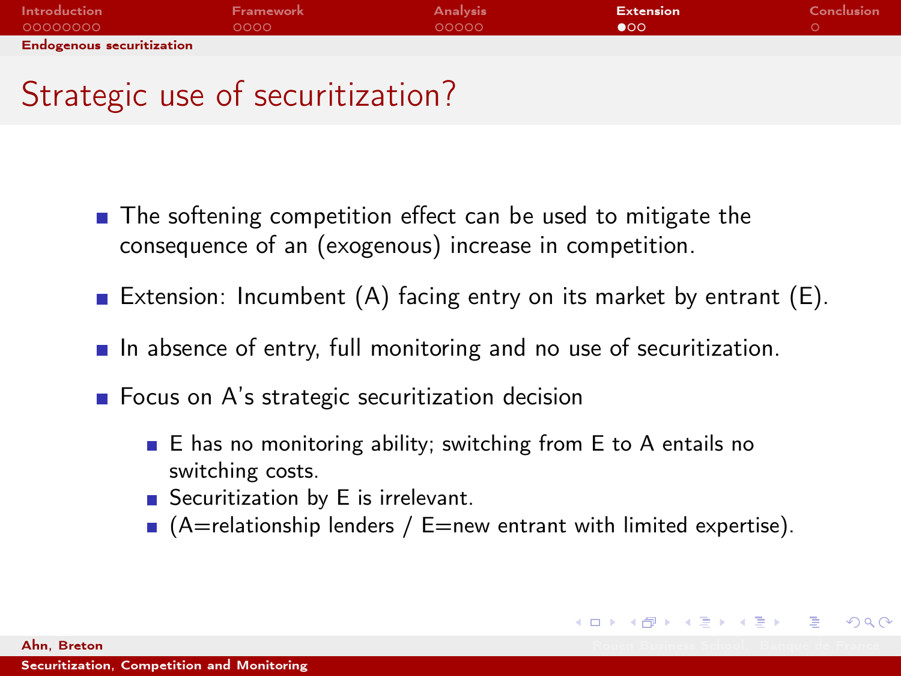# Strategic use of securitization?

- The softening competition effect can be used to mitigate the consequence of an (exogenous) increase in competition.
- Extension: Incumbent (A) facing entry on its market by entrant (E).
- In absence of entry, full monitoring and no use of securitization.
- Focus on A's strategic securitization decision
  - E has no monitoring ability; switching from E to A entails no switching costs.
  - Securitization by E is irrelevant.
  - (A=relationship lenders / E=new entrant with limited expertise).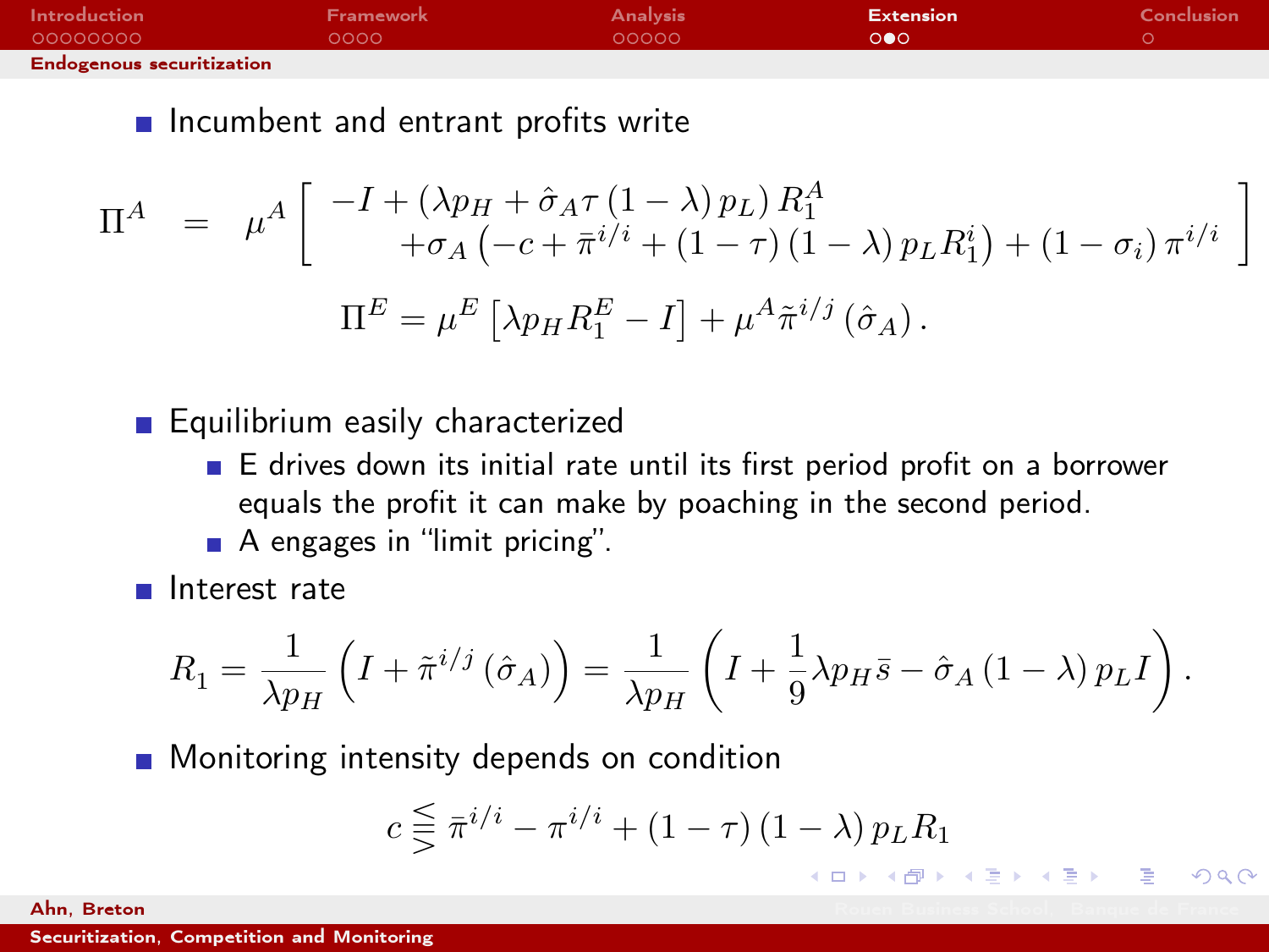## Endogenous securitization

- Incumbent and entrant profits write

$$\Pi^A = \mu^A \left[ \begin{array}{c} -I + \left(\lambda p_H + \hat{\sigma}_A \tau (1-\lambda) p_L\right) R_1^A \\ +\sigma_A \left(-c + \bar{\pi}^{i/i} + (1-\tau)(1-\lambda) p_L R_1^i\right) + (1-\sigma_i)\, \pi^{i/i} \end{array} \right]$$

$$\Pi^E = \mu^E \left[\lambda p_H R_1^E - I\right] + \mu^A \tilde{\pi}^{i/j}\left(\hat{\sigma}_A\right).$$

- Equilibrium easily characterized
  - E drives down its initial rate until its first period profit on a borrower equals the profit it can make by poaching in the second period.
  - A engages in "limit pricing".
- Interest rate

$$R_1 = \frac{1}{\lambda p_H}\left(I + \tilde{\pi}^{i/j}\left(\hat{\sigma}_A\right)\right) = \frac{1}{\lambda p_H}\left(I + \frac{1}{9}\lambda p_H \bar{s} - \hat{\sigma}_A (1-\lambda) p_L I\right).$$

- Monitoring intensity depends on condition

$$c \lesseqgtr \bar{\pi}^{i/i} - \pi^{i/i} + (1-\tau)(1-\lambda) p_L R_1$$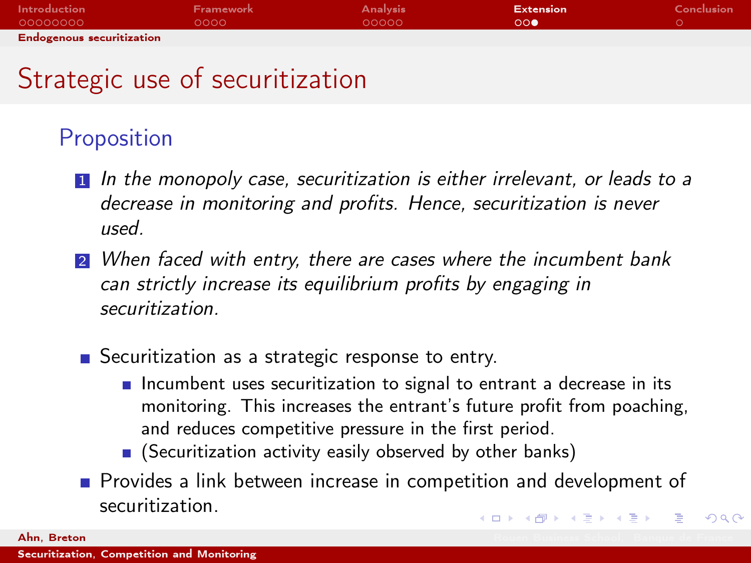# Strategic use of securitization

## Proposition

1. *In the monopoly case, securitization is either irrelevant, or leads to a decrease in monitoring and profits. Hence, securitization is never used.*
2. *When faced with entry, there are cases where the incumbent bank can strictly increase its equilibrium profits by engaging in securitization.*

- Securitization as a strategic response to entry.
  - Incumbent uses securitization to signal to entrant a decrease in its monitoring. This increases the entrant's future profit from poaching, and reduces competitive pressure in the first period.
  - (Securitization activity easily observed by other banks)
- Provides a link between increase in competition and development of securitization.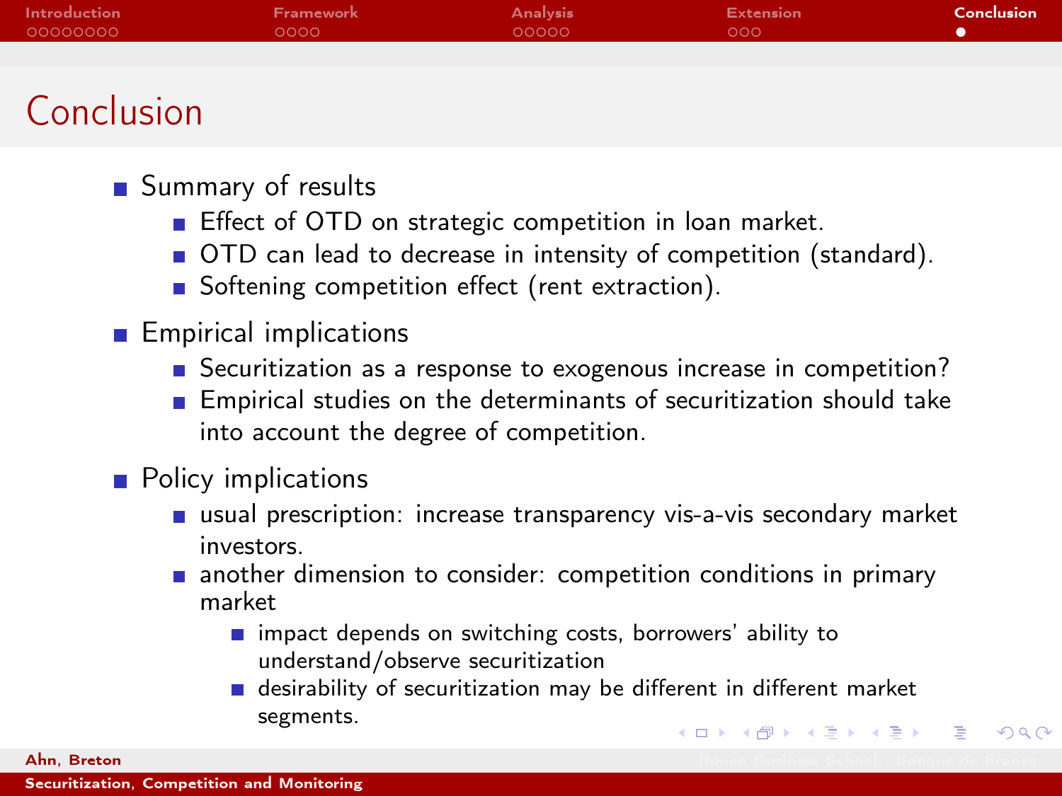# Conclusion

- Summary of results
  - Effect of OTD on strategic competition in loan market.
  - OTD can lead to decrease in intensity of competition (standard).
  - Softening competition effect (rent extraction).
- Empirical implications
  - Securitization as a response to exogenous increase in competition?
  - Empirical studies on the determinants of securitization should take into account the degree of competition.
- Policy implications
  - usual prescription: increase transparency vis-a-vis secondary market investors.
  - another dimension to consider: competition conditions in primary market
    - impact depends on switching costs, borrowers' ability to understand/observe securitization
    - desirability of securitization may be different in different market segments.